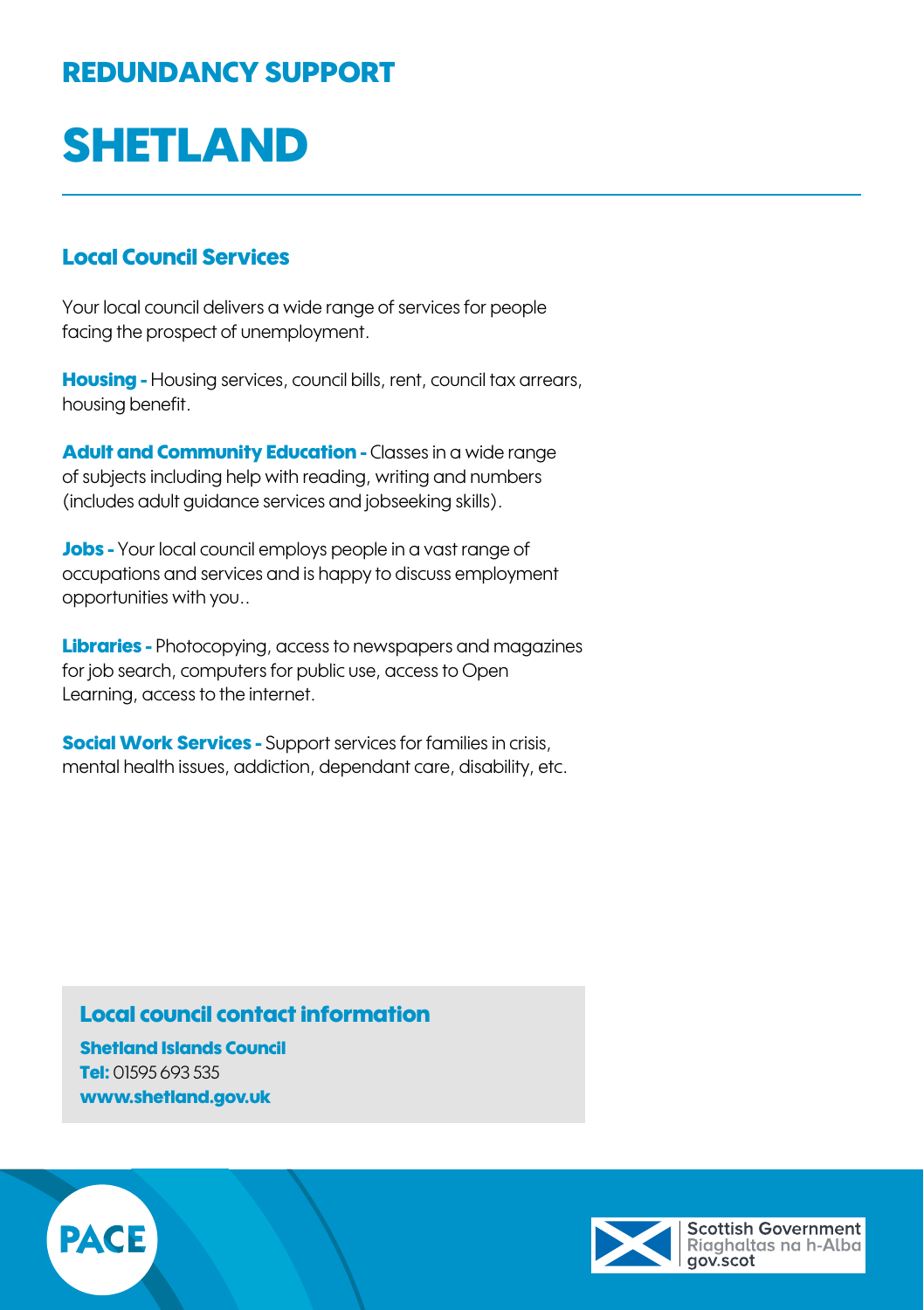## REDUNDANCY SUPPORT

# SHETLAND

### Local Council Services

Your local council delivers a wide range of services for people facing the prospect of unemployment.

**Housing -** Housing services, council bills, rent, council tax arrears, housing benefit.

**Adult and Community Education -** Classes in a wide range of subjects including help with reading, writing and numbers (includes adult guidance services and jobseeking skills).

**Jobs -** Your local council employs people in a vast range of occupations and services and is happy to discuss employment opportunities with you..

**Libraries -** Photocopying, access to newspapers and magazines for job search, computers for public use, access to Open Learning, access to the internet.

**Social Work Services -** Support services for families in crisis, mental health issues, addiction, dependant care, disability, etc.

### Local council contact information

**Shetland Islands Council**
**Tel:** 01595 693 535
**www.shetland.gov.uk**

PACE

Scottish Government
Riaghaltas na h-Alba
gov.scot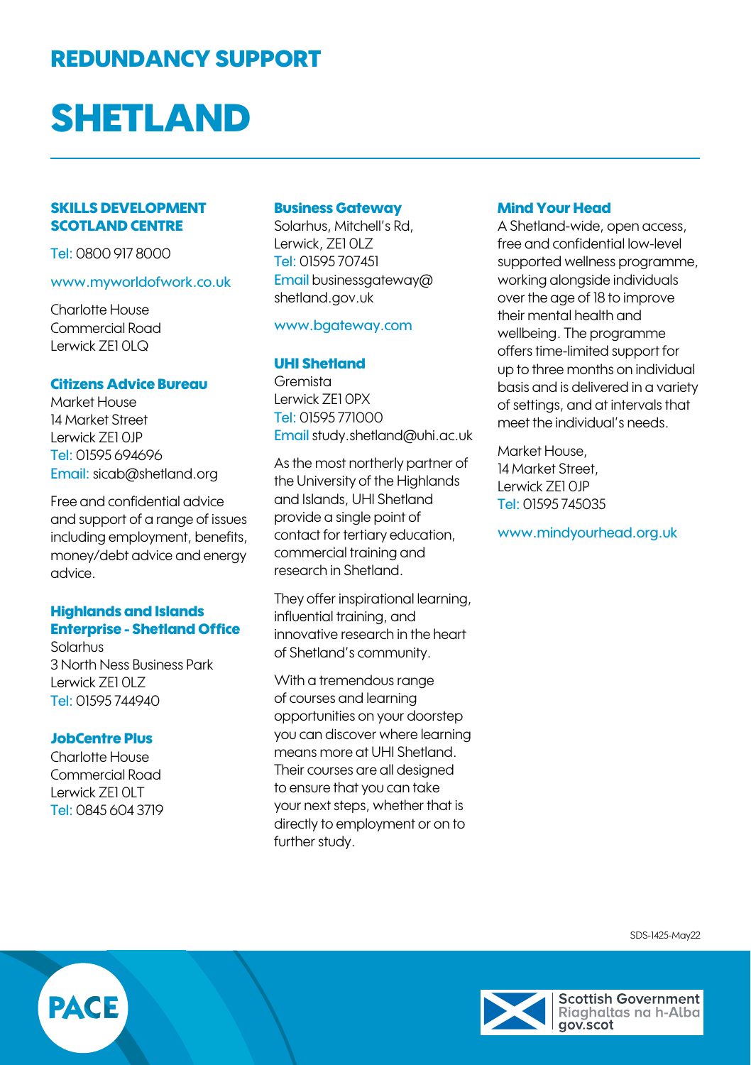# REDUNDANCY SUPPORT

# SHETLAND

### SKILLS DEVELOPMENT SCOTLAND CENTRE

Tel: 0800 917 8000

www.myworldofwork.co.uk

Charlotte House
Commercial Road
Lerwick ZE1 0LQ

### Citizens Advice Bureau

Market House
14 Market Street
Lerwick ZE1 0JP
Tel: 01595 694696
Email: sicab@shetland.org

Free and confidential advice and support of a range of issues including employment, benefits, money/debt advice and energy advice.

### Highlands and Islands Enterprise - Shetland Office

Solarhus
3 North Ness Business Park
Lerwick ZE1 0LZ
Tel: 01595 744940

### JobCentre Plus

Charlotte House
Commercial Road
Lerwick ZE1 0LT
Tel: 0845 604 3719

### Business Gateway

Solarhus, Mitchell's Rd,
Lerwick, ZE1 0LZ
Tel: 01595 707451
Email businessgateway@shetland.gov.uk

www.bgateway.com

### UHI Shetland

Gremista
Lerwick ZE1 0PX
Tel: 01595 771000
Email study.shetland@uhi.ac.uk

As the most northerly partner of the University of the Highlands and Islands, UHI Shetland provide a single point of contact for tertiary education, commercial training and research in Shetland.

They offer inspirational learning, influential training, and innovative research in the heart of Shetland's community.

With a tremendous range of courses and learning opportunities on your doorstep you can discover where learning means more at UHI Shetland. Their courses are all designed to ensure that you can take your next steps, whether that is directly to employment or on to further study.

### Mind Your Head

A Shetland-wide, open access, free and confidential low-level supported wellness programme, working alongside individuals over the age of 18 to improve their mental health and wellbeing. The programme offers time-limited support for up to three months on individual basis and is delivered in a variety of settings, and at intervals that meet the individual's needs.

Market House,
14 Market Street,
Lerwick ZE1 0JP
Tel: 01595 745035

www.mindyourhead.org.uk

SDS-1425-May22

PACE

Scottish Government
Riaghaltas na h-Alba
gov.scot